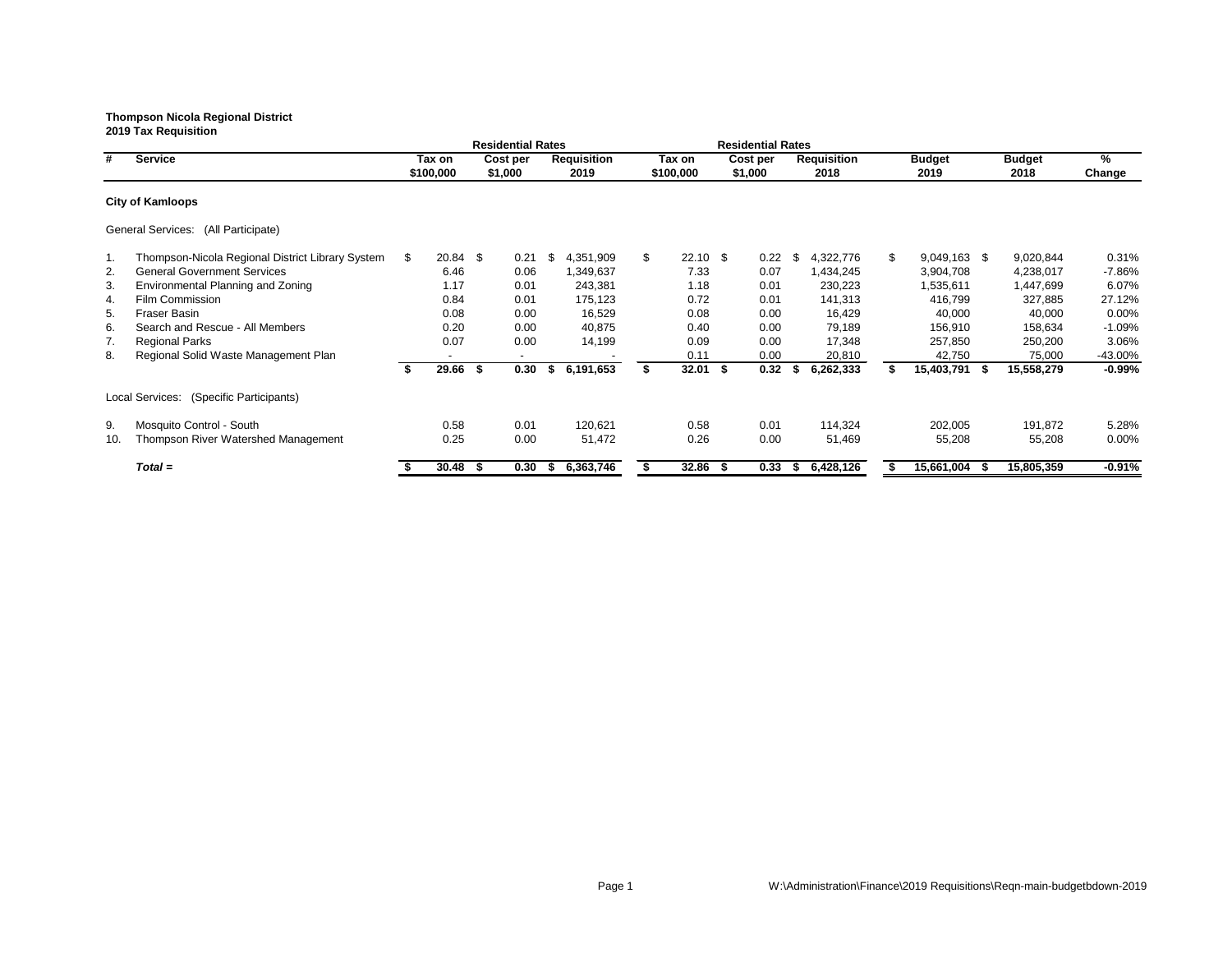**Thompson Nicola Regional District**
**2019 Tax Requisition**

| # | Service | Residential Rates Tax on $100,000 | Residential Rates Cost per $1,000 | Requisition 2019 | Residential Rates Tax on $100,000 | Residential Rates Cost per $1,000 | Requisition 2018 | Budget 2019 | Budget 2018 | % Change |
|---|---|---|---|---|---|---|---|---|---|---|
| | **City of Kamloops** | | | | | | | | | |
| | General Services: (All Participate) | | | | | | | | | |
| 1. | Thompson-Nicola Regional District Library System | $ 20.84 | $ 0.21 | $ 4,351,909 | $ 22.10 | $ 0.22 | $ 4,322,776 | $ 9,049,163 | $ 9,020,844 | 0.31% |
| 2. | General Government Services | 6.46 | 0.06 | 1,349,637 | 7.33 | 0.07 | 1,434,245 | 3,904,708 | 4,238,017 | -7.86% |
| 3. | Environmental Planning and Zoning | 1.17 | 0.01 | 243,381 | 1.18 | 0.01 | 230,223 | 1,535,611 | 1,447,699 | 6.07% |
| 4. | Film Commission | 0.84 | 0.01 | 175,123 | 0.72 | 0.01 | 141,313 | 416,799 | 327,885 | 27.12% |
| 5. | Fraser Basin | 0.08 | 0.00 | 16,529 | 0.08 | 0.00 | 16,429 | 40,000 | 40,000 | 0.00% |
| 6. | Search and Rescue - All Members | 0.20 | 0.00 | 40,875 | 0.40 | 0.00 | 79,189 | 156,910 | 158,634 | -1.09% |
| 7. | Regional Parks | 0.07 | 0.00 | 14,199 | 0.09 | 0.00 | 17,348 | 257,850 | 250,200 | 3.06% |
| 8. | Regional Solid Waste Management Plan | - | - | - | 0.11 | 0.00 | 20,810 | 42,750 | 75,000 | -43.00% |
| | | **$ 29.66** | **$ 0.30** | **$ 6,191,653** | **$ 32.01** | **$ 0.32** | **$ 6,262,333** | **$ 15,403,791** | **$ 15,558,279** | **-0.99%** |
| | Local Services: (Specific Participants) | | | | | | | | | |
| 9. | Mosquito Control - South | 0.58 | 0.01 | 120,621 | 0.58 | 0.01 | 114,324 | 202,005 | 191,872 | 5.28% |
| 10. | Thompson River Watershed Management | 0.25 | 0.00 | 51,472 | 0.26 | 0.00 | 51,469 | 55,208 | 55,208 | 0.00% |
| | ***Total =*** | **$ 30.48** | **$ 0.30** | **$ 6,363,746** | **$ 32.86** | **$ 0.33** | **$ 6,428,126** | **$ 15,661,004** | **$ 15,805,359** | **-0.91%** |

W:\Administration\Finance\2019 Requisitions\Reqn-main-budgetbdown-2019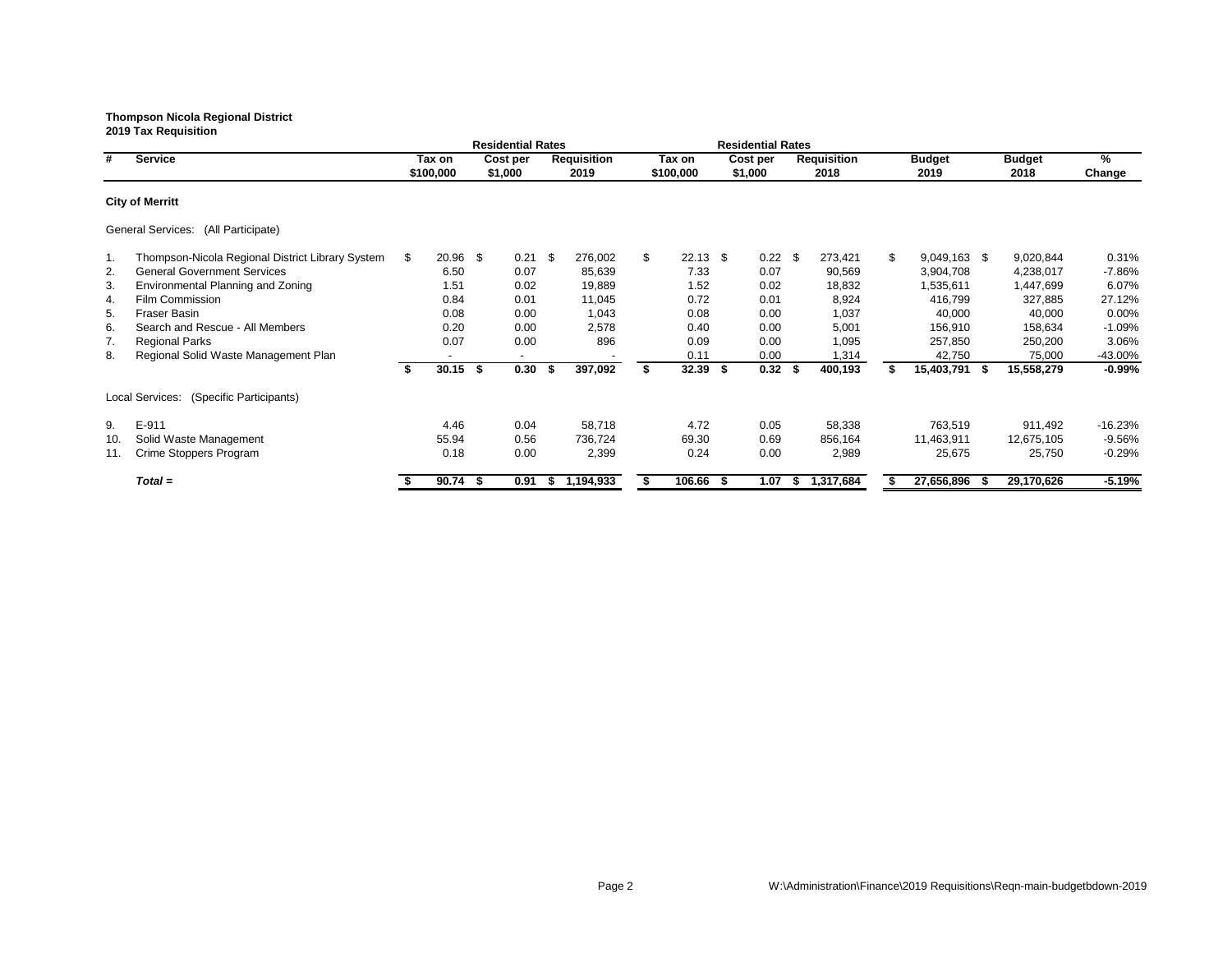**Thompson Nicola Regional District**
**2019 Tax Requisition**

| # | Service | Residential Rates Tax on $100,000 | Residential Rates Cost per $1,000 | Requisition 2019 | Residential Rates Tax on $100,000 | Residential Rates Cost per $1,000 | Requisition 2018 | Budget 2019 | Budget 2018 | % Change |
|---|---|---|---|---|---|---|---|---|---|---|
| | **City of Merritt** | | | | | | | | | |
| | General Services: (All Participate) | | | | | | | | | |
| 1. | Thompson-Nicola Regional District Library System | $ 20.96 | $ 0.21 | $ 276,002 | $ 22.13 | $ 0.22 | $ 273,421 | $ 9,049,163 | $ 9,020,844 | 0.31% |
| 2. | General Government Services | 6.50 | 0.07 | 85,639 | 7.33 | 0.07 | 90,569 | 3,904,708 | 4,238,017 | -7.86% |
| 3. | Environmental Planning and Zoning | 1.51 | 0.02 | 19,889 | 1.52 | 0.02 | 18,832 | 1,535,611 | 1,447,699 | 6.07% |
| 4. | Film Commission | 0.84 | 0.01 | 11,045 | 0.72 | 0.01 | 8,924 | 416,799 | 327,885 | 27.12% |
| 5. | Fraser Basin | 0.08 | 0.00 | 1,043 | 0.08 | 0.00 | 1,037 | 40,000 | 40,000 | 0.00% |
| 6. | Search and Rescue - All Members | 0.20 | 0.00 | 2,578 | 0.40 | 0.00 | 5,001 | 156,910 | 158,634 | -1.09% |
| 7. | Regional Parks | 0.07 | 0.00 | 896 | 0.09 | 0.00 | 1,095 | 257,850 | 250,200 | 3.06% |
| 8. | Regional Solid Waste Management Plan | - | - | - | 0.11 | 0.00 | 1,314 | 42,750 | 75,000 | -43.00% |
| | | **$ 30.15** | **$ 0.30** | **$ 397,092** | **$ 32.39** | **$ 0.32** | **$ 400,193** | **$ 15,403,791** | **$ 15,558,279** | **-0.99%** |
| | Local Services: (Specific Participants) | | | | | | | | | |
| 9. | E-911 | 4.46 | 0.04 | 58,718 | 4.72 | 0.05 | 58,338 | 763,519 | 911,492 | -16.23% |
| 10. | Solid Waste Management | 55.94 | 0.56 | 736,724 | 69.30 | 0.69 | 856,164 | 11,463,911 | 12,675,105 | -9.56% |
| 11. | Crime Stoppers Program | 0.18 | 0.00 | 2,399 | 0.24 | 0.00 | 2,989 | 25,675 | 25,750 | -0.29% |
| | ***Total =*** | **$ 90.74** | **$ 0.91** | **$ 1,194,933** | **$ 106.66** | **$ 1.07** | **$ 1,317,684** | **$ 27,656,896** | **$ 29,170,626** | **-5.19%** |

W:\Administration\Finance\2019 Requisitions\Reqn-main-budgetbdown-2019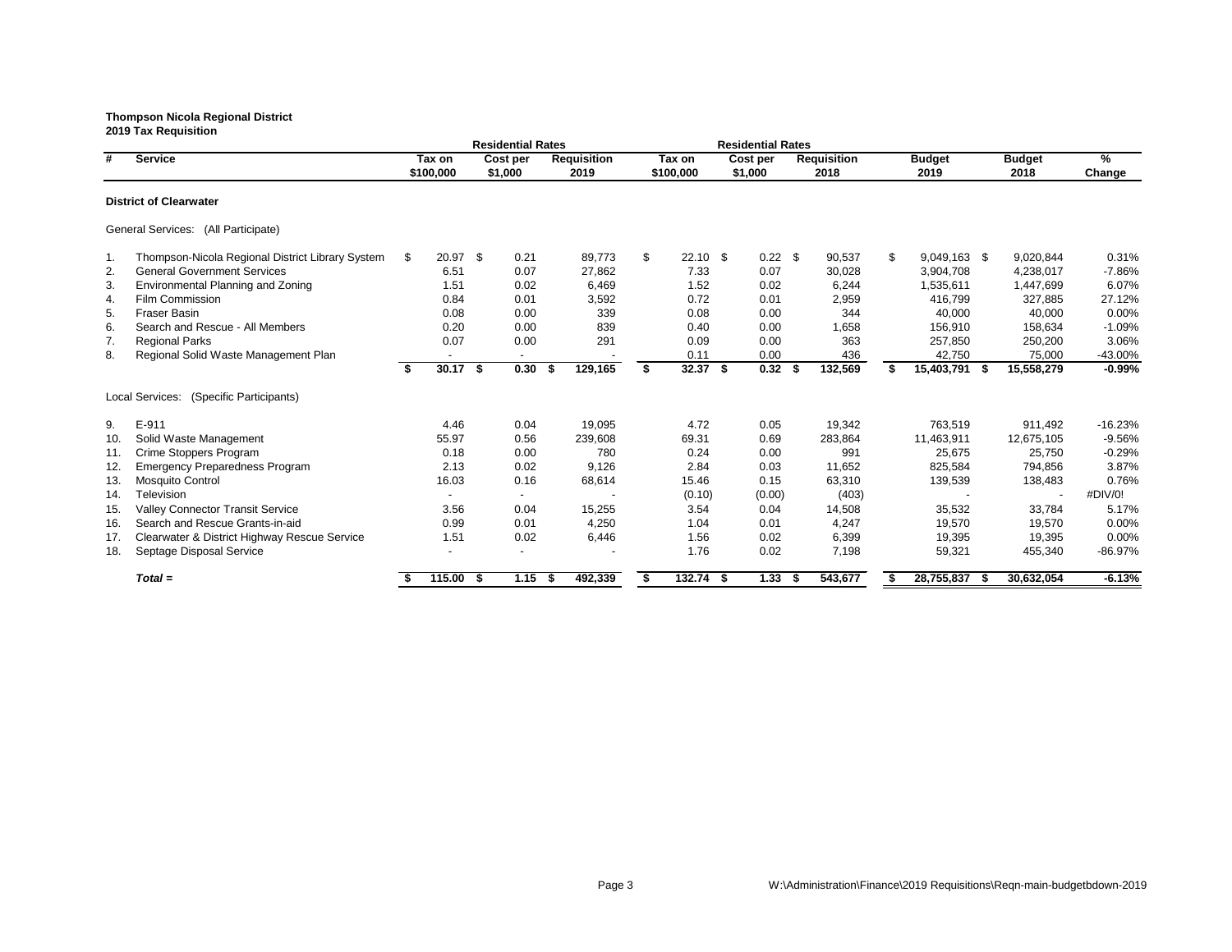**Thompson Nicola Regional District**
**2019 Tax Requisition**

| # | Service | Residential Rates Tax on $100,000 | Cost per $1,000 | Requisition 2019 | Residential Rates Tax on $100,000 | Cost per $1,000 | Requisition 2018 | Budget 2019 | Budget 2018 | % Change |
|---|---|---|---|---|---|---|---|---|---|---|
| | **District of Clearwater** | | | | | | | | | |
| | General Services: (All Participate) | | | | | | | | | |
| 1. | Thompson-Nicola Regional District Library System | $ 20.97 | $ 0.21 | 89,773 | $ 22.10 | $ 0.22 | $ 90,537 | $ 9,049,163 | $ 9,020,844 | 0.31% |
| 2. | General Government Services | 6.51 | 0.07 | 27,862 | 7.33 | 0.07 | 30,028 | 3,904,708 | 4,238,017 | -7.86% |
| 3. | Environmental Planning and Zoning | 1.51 | 0.02 | 6,469 | 1.52 | 0.02 | 6,244 | 1,535,611 | 1,447,699 | 6.07% |
| 4. | Film Commission | 0.84 | 0.01 | 3,592 | 0.72 | 0.01 | 2,959 | 416,799 | 327,885 | 27.12% |
| 5. | Fraser Basin | 0.08 | 0.00 | 339 | 0.08 | 0.00 | 344 | 40,000 | 40,000 | 0.00% |
| 6. | Search and Rescue - All Members | 0.20 | 0.00 | 839 | 0.40 | 0.00 | 1,658 | 156,910 | 158,634 | -1.09% |
| 7. | Regional Parks | 0.07 | 0.00 | 291 | 0.09 | 0.00 | 363 | 257,850 | 250,200 | 3.06% |
| 8. | Regional Solid Waste Management Plan | - | - | - | 0.11 | 0.00 | 436 | 42,750 | 75,000 | -43.00% |
| | | **$ 30.17** | **$ 0.30** | **$ 129,165** | **$ 32.37** | **$ 0.32** | **$ 132,569** | **$ 15,403,791** | **$ 15,558,279** | **-0.99%** |
| | Local Services: (Specific Participants) | | | | | | | | | |
| 9. | E-911 | 4.46 | 0.04 | 19,095 | 4.72 | 0.05 | 19,342 | 763,519 | 911,492 | -16.23% |
| 10. | Solid Waste Management | 55.97 | 0.56 | 239,608 | 69.31 | 0.69 | 283,864 | 11,463,911 | 12,675,105 | -9.56% |
| 11. | Crime Stoppers Program | 0.18 | 0.00 | 780 | 0.24 | 0.00 | 991 | 25,675 | 25,750 | -0.29% |
| 12. | Emergency Preparedness Program | 2.13 | 0.02 | 9,126 | 2.84 | 0.03 | 11,652 | 825,584 | 794,856 | 3.87% |
| 13. | Mosquito Control | 16.03 | 0.16 | 68,614 | 15.46 | 0.15 | 63,310 | 139,539 | 138,483 | 0.76% |
| 14. | Television | - | - | - | (0.10) | (0.00) | (403) | - | - | #DIV/0! |
| 15. | Valley Connector Transit Service | 3.56 | 0.04 | 15,255 | 3.54 | 0.04 | 14,508 | 35,532 | 33,784 | 5.17% |
| 16. | Search and Rescue Grants-in-aid | 0.99 | 0.01 | 4,250 | 1.04 | 0.01 | 4,247 | 19,570 | 19,570 | 0.00% |
| 17. | Clearwater & District Highway Rescue Service | 1.51 | 0.02 | 6,446 | 1.56 | 0.02 | 6,399 | 19,395 | 19,395 | 0.00% |
| 18. | Septage Disposal Service | - | - | - | 1.76 | 0.02 | 7,198 | 59,321 | 455,340 | -86.97% |
| | ***Total =*** | **$ 115.00** | **$ 1.15** | **$ 492,339** | **$ 132.74** | **$ 1.33** | **$ 543,677** | **$ 28,755,837** | **$ 30,632,054** | **-6.13%** |

W:\Administration\Finance\2019 Requisitions\Reqn-main-budgetbdown-2019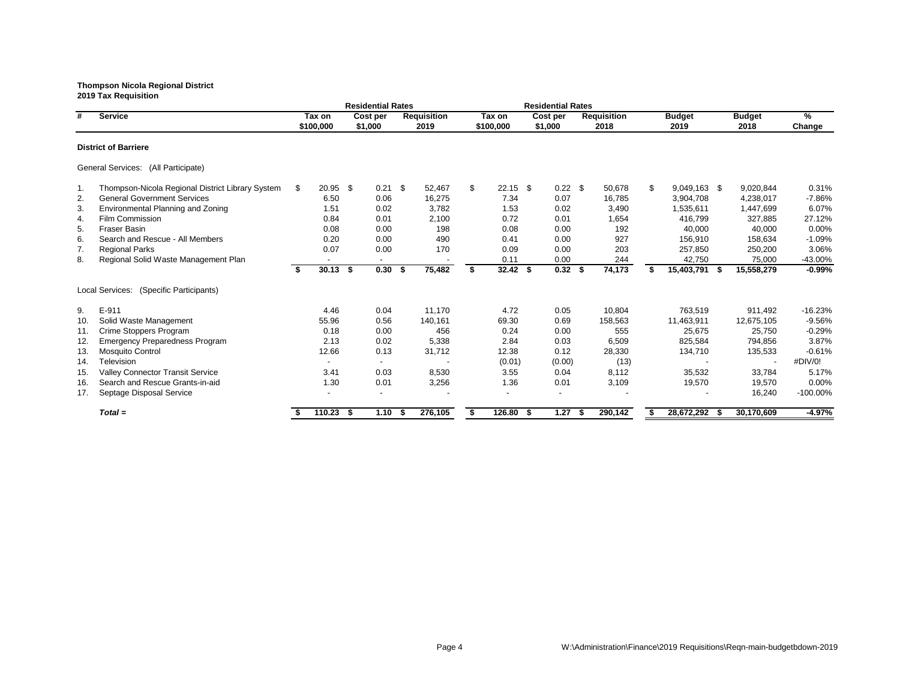**Thompson Nicola Regional District**
**2019 Tax Requisition**

| # | Service | Residential Rates Tax on $100,000 | Residential Rates Cost per $1,000 | Residential Rates Requisition 2019 | Residential Rates Tax on $100,000 | Residential Rates Cost per $1,000 | Residential Rates Requisition 2018 | Budget 2019 | Budget 2018 | % Change |
|---|---|---|---|---|---|---|---|---|---|---|
| | **District of Barriere** | | | | | | | | | |
| | General Services: (All Participate) | | | | | | | | | |
| 1. | Thompson-Nicola Regional District Library System | $ 20.95 | $ 0.21 | $ 52,467 | $ 22.15 | $ 0.22 | $ 50,678 | $ 9,049,163 | $ 9,020,844 | 0.31% |
| 2. | General Government Services | 6.50 | 0.06 | 16,275 | 7.34 | 0.07 | 16,785 | 3,904,708 | 4,238,017 | -7.86% |
| 3. | Environmental Planning and Zoning | 1.51 | 0.02 | 3,782 | 1.53 | 0.02 | 3,490 | 1,535,611 | 1,447,699 | 6.07% |
| 4. | Film Commission | 0.84 | 0.01 | 2,100 | 0.72 | 0.01 | 1,654 | 416,799 | 327,885 | 27.12% |
| 5. | Fraser Basin | 0.08 | 0.00 | 198 | 0.08 | 0.00 | 192 | 40,000 | 40,000 | 0.00% |
| 6. | Search and Rescue - All Members | 0.20 | 0.00 | 490 | 0.41 | 0.00 | 927 | 156,910 | 158,634 | -1.09% |
| 7. | Regional Parks | 0.07 | 0.00 | 170 | 0.09 | 0.00 | 203 | 257,850 | 250,200 | 3.06% |
| 8. | Regional Solid Waste Management Plan | - | - | - | 0.11 | 0.00 | 244 | 42,750 | 75,000 | -43.00% |
| | | **$ 30.13** | **$ 0.30** | **$ 75,482** | **$ 32.42** | **$ 0.32** | **$ 74,173** | **$ 15,403,791** | **$ 15,558,279** | **-0.99%** |
| | Local Services: (Specific Participants) | | | | | | | | | |
| 9. | E-911 | 4.46 | 0.04 | 11,170 | 4.72 | 0.05 | 10,804 | 763,519 | 911,492 | -16.23% |
| 10. | Solid Waste Management | 55.96 | 0.56 | 140,161 | 69.30 | 0.69 | 158,563 | 11,463,911 | 12,675,105 | -9.56% |
| 11. | Crime Stoppers Program | 0.18 | 0.00 | 456 | 0.24 | 0.00 | 555 | 25,675 | 25,750 | -0.29% |
| 12. | Emergency Preparedness Program | 2.13 | 0.02 | 5,338 | 2.84 | 0.03 | 6,509 | 825,584 | 794,856 | 3.87% |
| 13. | Mosquito Control | 12.66 | 0.13 | 31,712 | 12.38 | 0.12 | 28,330 | 134,710 | 135,533 | -0.61% |
| 14. | Television | - | - | - | (0.01) | (0.00) | (13) | - | - | #DIV/0! |
| 15. | Valley Connector Transit Service | 3.41 | 0.03 | 8,530 | 3.55 | 0.04 | 8,112 | 35,532 | 33,784 | 5.17% |
| 16. | Search and Rescue Grants-in-aid | 1.30 | 0.01 | 3,256 | 1.36 | 0.01 | 3,109 | 19,570 | 19,570 | 0.00% |
| 17. | Septage Disposal Service | - | - | - | - | - | - | - | 16,240 | -100.00% |
| | ***Total =*** | **$ 110.23** | **$ 1.10** | **$ 276,105** | **$ 126.80** | **$ 1.27** | **$ 290,142** | **$ 28,672,292** | **$ 30,170,609** | **-4.97%** |

W:\Administration\Finance\2019 Requisitions\Reqn-main-budgetbdown-2019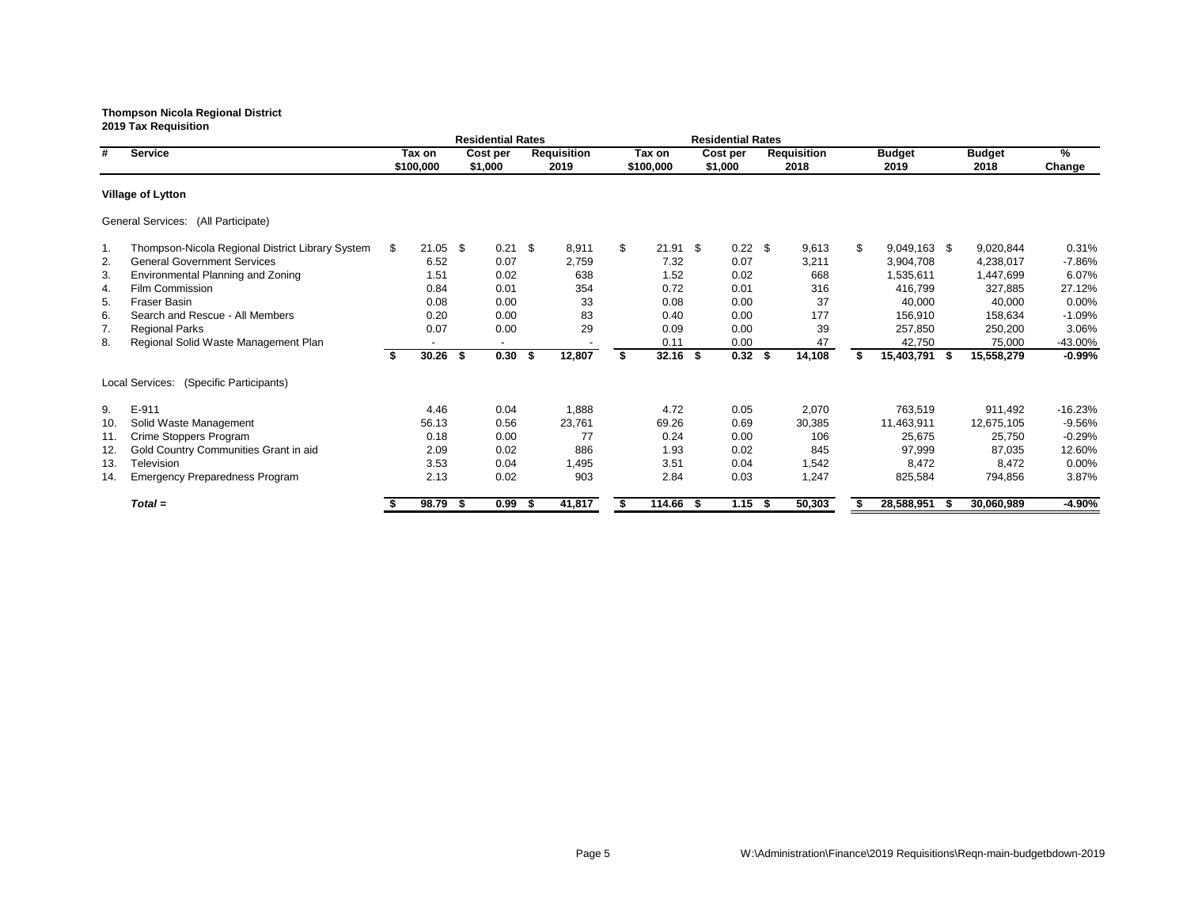**Thompson Nicola Regional District**
**2019 Tax Requisition**

| # | Service | Residential Rates Tax on $100,000 | Residential Rates Cost per $1,000 | Residential Rates Requisition 2019 | Residential Rates Tax on $100,000 | Residential Rates Cost per $1,000 | Residential Rates Requisition 2018 | Budget 2019 | Budget 2018 | % Change |
|---|---|---|---|---|---|---|---|---|---|---|
| | **Village of Lytton** | | | | | | | | | |
| | General Services: (All Participate) | | | | | | | | | |
| 1. | Thompson-Nicola Regional District Library System | $ 21.05 | $ 0.21 | $ 8,911 | $ 21.91 | $ 0.22 | $ 9,613 | $ 9,049,163 | $ 9,020,844 | 0.31% |
| 2. | General Government Services | 6.52 | 0.07 | 2,759 | 7.32 | 0.07 | 3,211 | 3,904,708 | 4,238,017 | -7.86% |
| 3. | Environmental Planning and Zoning | 1.51 | 0.02 | 638 | 1.52 | 0.02 | 668 | 1,535,611 | 1,447,699 | 6.07% |
| 4. | Film Commission | 0.84 | 0.01 | 354 | 0.72 | 0.01 | 316 | 416,799 | 327,885 | 27.12% |
| 5. | Fraser Basin | 0.08 | 0.00 | 33 | 0.08 | 0.00 | 37 | 40,000 | 40,000 | 0.00% |
| 6. | Search and Rescue - All Members | 0.20 | 0.00 | 83 | 0.40 | 0.00 | 177 | 156,910 | 158,634 | -1.09% |
| 7. | Regional Parks | 0.07 | 0.00 | 29 | 0.09 | 0.00 | 39 | 257,850 | 250,200 | 3.06% |
| 8. | Regional Solid Waste Management Plan | - | - | - | 0.11 | 0.00 | 47 | 42,750 | 75,000 | -43.00% |
| | | **$ 30.26** | **$ 0.30** | **$ 12,807** | **$ 32.16** | **$ 0.32** | **$ 14,108** | **$ 15,403,791** | **$ 15,558,279** | **-0.99%** |
| | Local Services: (Specific Participants) | | | | | | | | | |
| 9. | E-911 | 4.46 | 0.04 | 1,888 | 4.72 | 0.05 | 2,070 | 763,519 | 911,492 | -16.23% |
| 10. | Solid Waste Management | 56.13 | 0.56 | 23,761 | 69.26 | 0.69 | 30,385 | 11,463,911 | 12,675,105 | -9.56% |
| 11. | Crime Stoppers Program | 0.18 | 0.00 | 77 | 0.24 | 0.00 | 106 | 25,675 | 25,750 | -0.29% |
| 12. | Gold Country Communities Grant in aid | 2.09 | 0.02 | 886 | 1.93 | 0.02 | 845 | 97,999 | 87,035 | 12.60% |
| 13. | Television | 3.53 | 0.04 | 1,495 | 3.51 | 0.04 | 1,542 | 8,472 | 8,472 | 0.00% |
| 14. | Emergency Preparedness Program | 2.13 | 0.02 | 903 | 2.84 | 0.03 | 1,247 | 825,584 | 794,856 | 3.87% |
| | ***Total =*** | **$ 98.79** | **$ 0.99** | **$ 41,817** | **$ 114.66** | **$ 1.15** | **$ 50,303** | **$ 28,588,951** | **$ 30,060,989** | **-4.90%** |

W:\Administration\Finance\2019 Requisitions\Reqn-main-budgetbdown-2019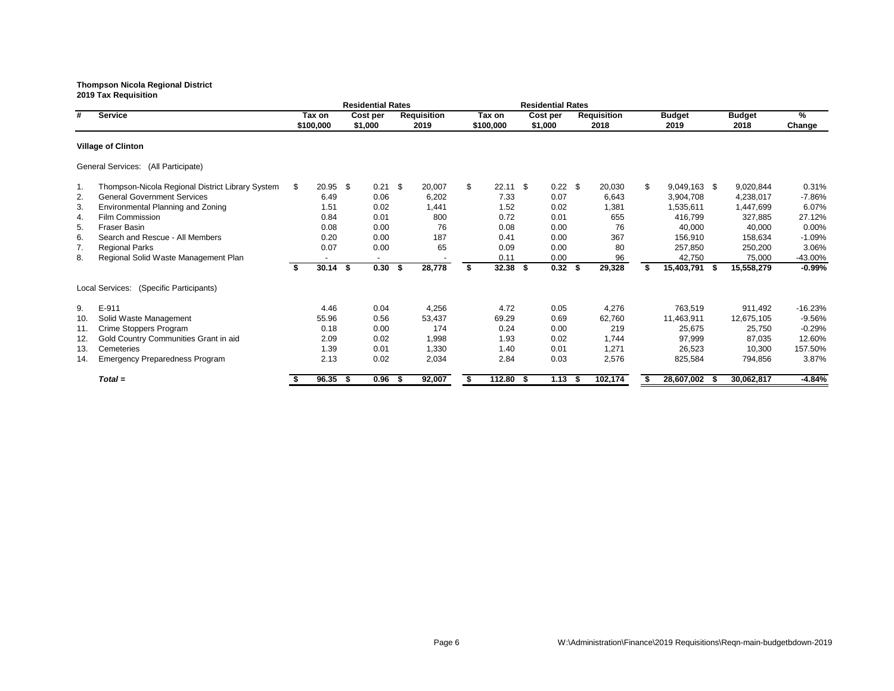**Thompson Nicola Regional District**
**2019 Tax Requisition**

| # | Service | Residential Rates Tax on $100,000 | Residential Rates Cost per $1,000 | Requisition 2019 | Residential Rates Tax on $100,000 | Residential Rates Cost per $1,000 | Requisition 2018 | Budget 2019 | Budget 2018 | % Change |
|---|---|---|---|---|---|---|---|---|---|---|
| | **Village of Clinton** | | | | | | | | | |
| | General Services: (All Participate) | | | | | | | | | |
| 1. | Thompson-Nicola Regional District Library System | $ 20.95 | $ 0.21 | $ 20,007 | $ 22.11 | $ 0.22 | $ 20,030 | $ 9,049,163 | $ 9,020,844 | 0.31% |
| 2. | General Government Services | 6.49 | 0.06 | 6,202 | 7.33 | 0.07 | 6,643 | 3,904,708 | 4,238,017 | -7.86% |
| 3. | Environmental Planning and Zoning | 1.51 | 0.02 | 1,441 | 1.52 | 0.02 | 1,381 | 1,535,611 | 1,447,699 | 6.07% |
| 4. | Film Commission | 0.84 | 0.01 | 800 | 0.72 | 0.01 | 655 | 416,799 | 327,885 | 27.12% |
| 5. | Fraser Basin | 0.08 | 0.00 | 76 | 0.08 | 0.00 | 76 | 40,000 | 40,000 | 0.00% |
| 6. | Search and Rescue - All Members | 0.20 | 0.00 | 187 | 0.41 | 0.00 | 367 | 156,910 | 158,634 | -1.09% |
| 7. | Regional Parks | 0.07 | 0.00 | 65 | 0.09 | 0.00 | 80 | 257,850 | 250,200 | 3.06% |
| 8. | Regional Solid Waste Management Plan | - | - | - | 0.11 | 0.00 | 96 | 42,750 | 75,000 | -43.00% |
| | | **$ 30.14** | **$ 0.30** | **$ 28,778** | **$ 32.38** | **$ 0.32** | **$ 29,328** | **$ 15,403,791** | **$ 15,558,279** | **-0.99%** |
| | Local Services: (Specific Participants) | | | | | | | | | |
| 9. | E-911 | 4.46 | 0.04 | 4,256 | 4.72 | 0.05 | 4,276 | 763,519 | 911,492 | -16.23% |
| 10. | Solid Waste Management | 55.96 | 0.56 | 53,437 | 69.29 | 0.69 | 62,760 | 11,463,911 | 12,675,105 | -9.56% |
| 11. | Crime Stoppers Program | 0.18 | 0.00 | 174 | 0.24 | 0.00 | 219 | 25,675 | 25,750 | -0.29% |
| 12. | Gold Country Communities Grant in aid | 2.09 | 0.02 | 1,998 | 1.93 | 0.02 | 1,744 | 97,999 | 87,035 | 12.60% |
| 13. | Cemeteries | 1.39 | 0.01 | 1,330 | 1.40 | 0.01 | 1,271 | 26,523 | 10,300 | 157.50% |
| 14. | Emergency Preparedness Program | 2.13 | 0.02 | 2,034 | 2.84 | 0.03 | 2,576 | 825,584 | 794,856 | 3.87% |
| | ***Total =*** | **$ 96.35** | **$ 0.96** | **$ 92,007** | **$ 112.80** | **$ 1.13** | **$ 102,174** | **$ 28,607,002** | **$ 30,062,817** | **-4.84%** |

W:\Administration\Finance\2019 Requisitions\Reqn-main-budgetbdown-2019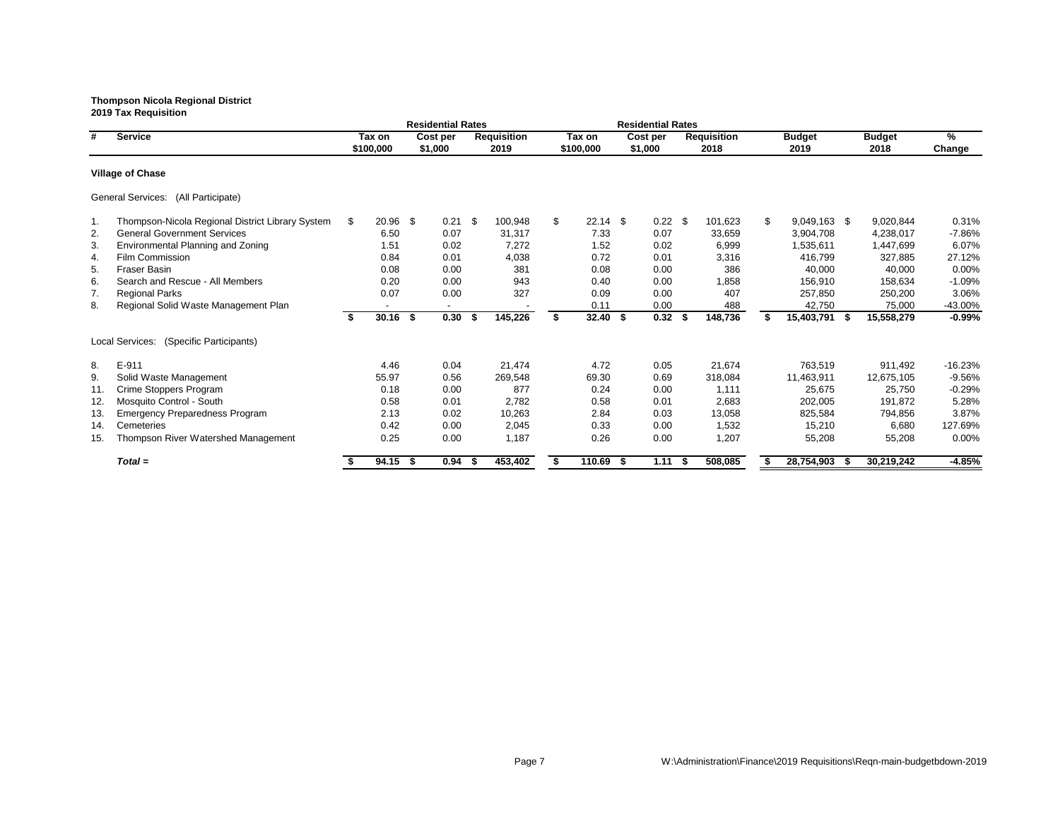**Thompson Nicola Regional District**
**2019 Tax Requisition**

| # | Service | Residential Rates Tax on $100,000 | Residential Rates Cost per $1,000 | Requisition 2019 | Residential Rates Tax on $100,000 | Residential Rates Cost per $1,000 | Requisition 2018 | Budget 2019 | Budget 2018 | % Change |
|---|---|---|---|---|---|---|---|---|---|---|
| | **Village of Chase** | | | | | | | | | |
| | General Services: (All Participate) | | | | | | | | | |
| 1. | Thompson-Nicola Regional District Library System | $ 20.96 | $ 0.21 | $ 100,948 | $ 22.14 | $ 0.22 | $ 101,623 | $ 9,049,163 | $ 9,020,844 | 0.31% |
| 2. | General Government Services | 6.50 | 0.07 | 31,317 | 7.33 | 0.07 | 33,659 | 3,904,708 | 4,238,017 | -7.86% |
| 3. | Environmental Planning and Zoning | 1.51 | 0.02 | 7,272 | 1.52 | 0.02 | 6,999 | 1,535,611 | 1,447,699 | 6.07% |
| 4. | Film Commission | 0.84 | 0.01 | 4,038 | 0.72 | 0.01 | 3,316 | 416,799 | 327,885 | 27.12% |
| 5. | Fraser Basin | 0.08 | 0.00 | 381 | 0.08 | 0.00 | 386 | 40,000 | 40,000 | 0.00% |
| 6. | Search and Rescue - All Members | 0.20 | 0.00 | 943 | 0.40 | 0.00 | 1,858 | 156,910 | 158,634 | -1.09% |
| 7. | Regional Parks | 0.07 | 0.00 | 327 | 0.09 | 0.00 | 407 | 257,850 | 250,200 | 3.06% |
| 8. | Regional Solid Waste Management Plan | - | - | - | 0.11 | 0.00 | 488 | 42,750 | 75,000 | -43.00% |
| | | **$ 30.16** | **$ 0.30** | **$ 145,226** | **$ 32.40** | **$ 0.32** | **$ 148,736** | **$ 15,403,791** | **$ 15,558,279** | **-0.99%** |
| | Local Services: (Specific Participants) | | | | | | | | | |
| 8. | E-911 | 4.46 | 0.04 | 21,474 | 4.72 | 0.05 | 21,674 | 763,519 | 911,492 | -16.23% |
| 9. | Solid Waste Management | 55.97 | 0.56 | 269,548 | 69.30 | 0.69 | 318,084 | 11,463,911 | 12,675,105 | -9.56% |
| 11. | Crime Stoppers Program | 0.18 | 0.00 | 877 | 0.24 | 0.00 | 1,111 | 25,675 | 25,750 | -0.29% |
| 12. | Mosquito Control - South | 0.58 | 0.01 | 2,782 | 0.58 | 0.01 | 2,683 | 202,005 | 191,872 | 5.28% |
| 13. | Emergency Preparedness Program | 2.13 | 0.02 | 10,263 | 2.84 | 0.03 | 13,058 | 825,584 | 794,856 | 3.87% |
| 14. | Cemeteries | 0.42 | 0.00 | 2,045 | 0.33 | 0.00 | 1,532 | 15,210 | 6,680 | 127.69% |
| 15. | Thompson River Watershed Management | 0.25 | 0.00 | 1,187 | 0.26 | 0.00 | 1,207 | 55,208 | 55,208 | 0.00% |
| | ***Total =*** | **$ 94.15** | **$ 0.94** | **$ 453,402** | **$ 110.69** | **$ 1.11** | **$ 508,085** | **$ 28,754,903** | **$ 30,219,242** | **-4.85%** |

W:\Administration\Finance\2019 Requisitions\Reqn-main-budgetbdown-2019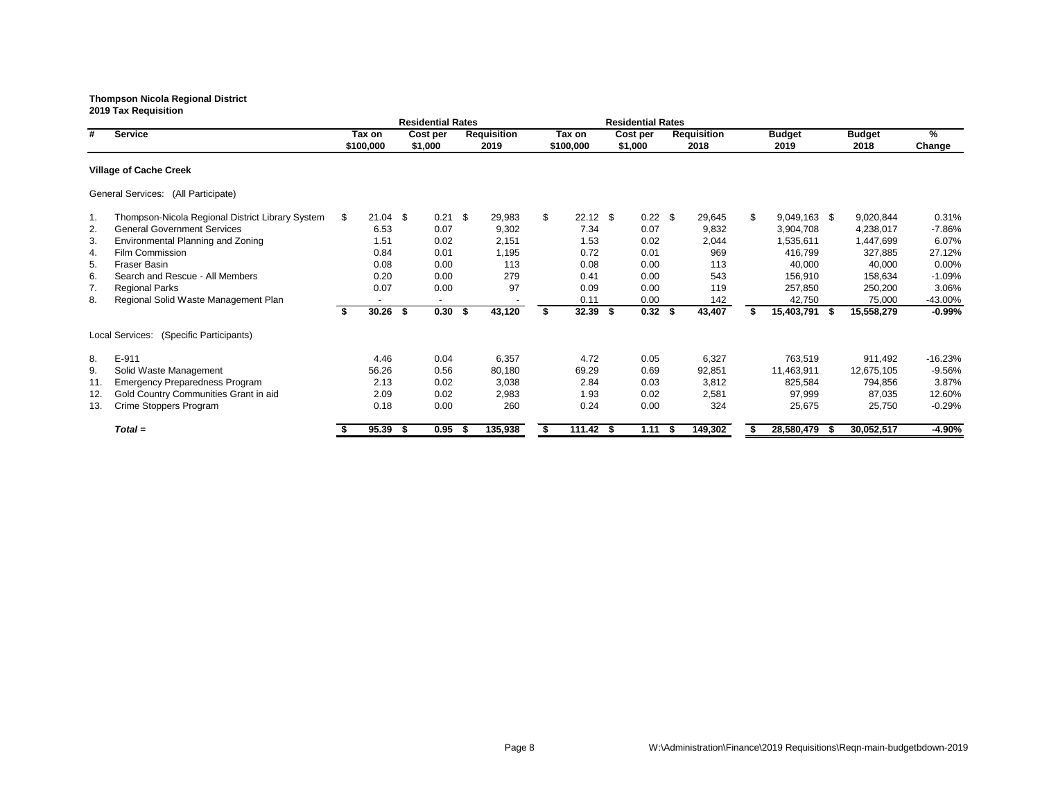**Thompson Nicola Regional District**
**2019 Tax Requisition**

| # | Service | Residential Rates Tax on $100,000 | Residential Rates Cost per $1,000 | Requisition 2019 | Residential Rates Tax on $100,000 | Residential Rates Cost per $1,000 | Requisition 2018 | Budget 2019 | Budget 2018 | % Change |
|---|---|---|---|---|---|---|---|---|---|---|
| | **Village of Cache Creek** | | | | | | | | | |
| | General Services: (All Participate) | | | | | | | | | |
| 1. | Thompson-Nicola Regional District Library System | $ 21.04 | $ 0.21 | $ 29,983 | $ 22.12 | $ 0.22 | $ 29,645 | $ 9,049,163 | $ 9,020,844 | 0.31% |
| 2. | General Government Services | 6.53 | 0.07 | 9,302 | 7.34 | 0.07 | 9,832 | 3,904,708 | 4,238,017 | -7.86% |
| 3. | Environmental Planning and Zoning | 1.51 | 0.02 | 2,151 | 1.53 | 0.02 | 2,044 | 1,535,611 | 1,447,699 | 6.07% |
| 4. | Film Commission | 0.84 | 0.01 | 1,195 | 0.72 | 0.01 | 969 | 416,799 | 327,885 | 27.12% |
| 5. | Fraser Basin | 0.08 | 0.00 | 113 | 0.08 | 0.00 | 113 | 40,000 | 40,000 | 0.00% |
| 6. | Search and Rescue - All Members | 0.20 | 0.00 | 279 | 0.41 | 0.00 | 543 | 156,910 | 158,634 | -1.09% |
| 7. | Regional Parks | 0.07 | 0.00 | 97 | 0.09 | 0.00 | 119 | 257,850 | 250,200 | 3.06% |
| 8. | Regional Solid Waste Management Plan | - | - | - | 0.11 | 0.00 | 142 | 42,750 | 75,000 | -43.00% |
| | | **$ 30.26** | **$ 0.30** | **$ 43,120** | **$ 32.39** | **$ 0.32** | **$ 43,407** | **$ 15,403,791** | **$ 15,558,279** | **-0.99%** |
| | Local Services: (Specific Participants) | | | | | | | | | |
| 8. | E-911 | 4.46 | 0.04 | 6,357 | 4.72 | 0.05 | 6,327 | 763,519 | 911,492 | -16.23% |
| 9. | Solid Waste Management | 56.26 | 0.56 | 80,180 | 69.29 | 0.69 | 92,851 | 11,463,911 | 12,675,105 | -9.56% |
| 11. | Emergency Preparedness Program | 2.13 | 0.02 | 3,038 | 2.84 | 0.03 | 3,812 | 825,584 | 794,856 | 3.87% |
| 12. | Gold Country Communities Grant in aid | 2.09 | 0.02 | 2,983 | 1.93 | 0.02 | 2,581 | 97,999 | 87,035 | 12.60% |
| 13. | Crime Stoppers Program | 0.18 | 0.00 | 260 | 0.24 | 0.00 | 324 | 25,675 | 25,750 | -0.29% |
| | ***Total =*** | **$ 95.39** | **$ 0.95** | **$ 135,938** | **$ 111.42** | **$ 1.11** | **$ 149,302** | **$ 28,580,479** | **$ 30,052,517** | **-4.90%** |

W:\Administration\Finance\2019 Requisitions\Reqn-main-budgetbdown-2019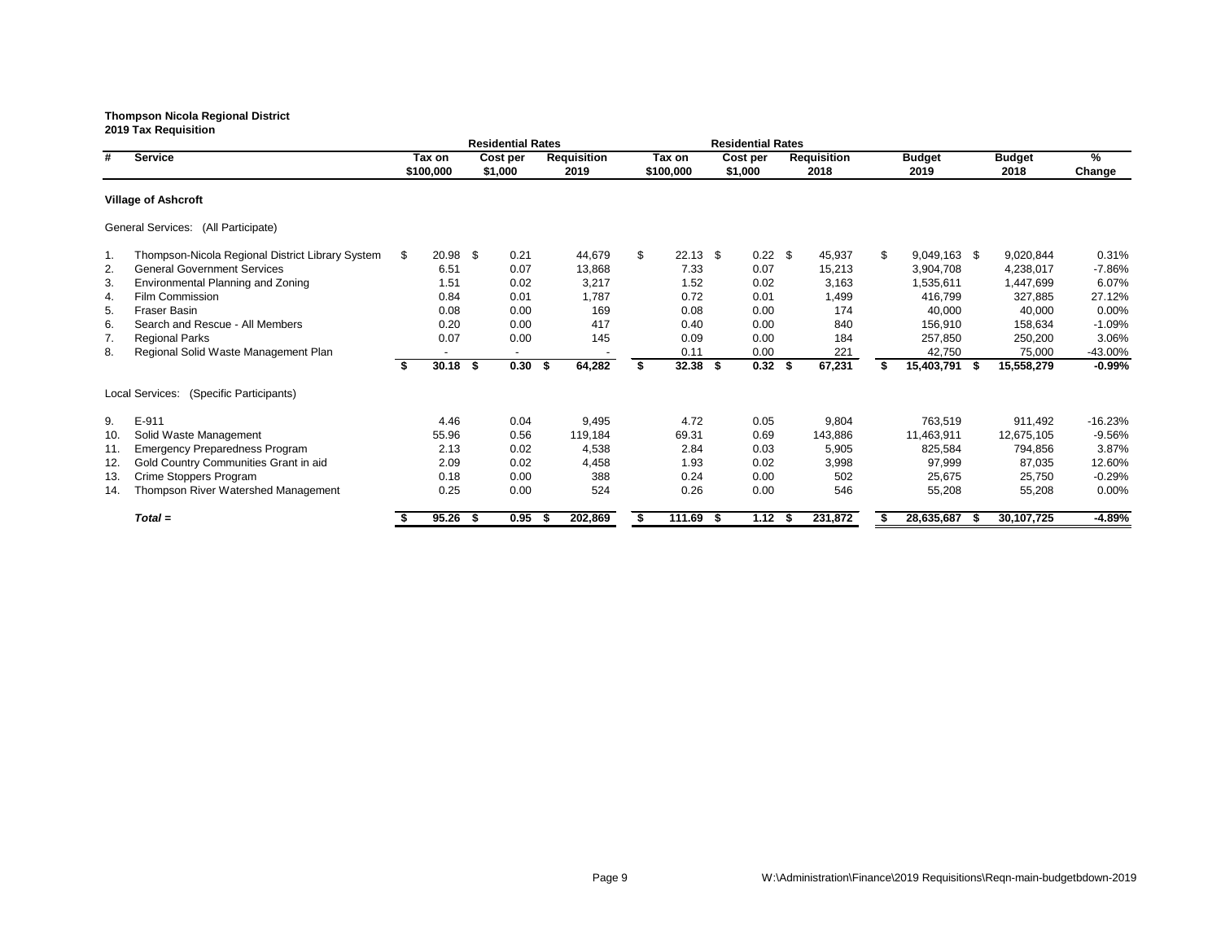**Thompson Nicola Regional District**
**2019 Tax Requisition**

| # | Service | Residential Rates Tax on $100,000 | Residential Rates Cost per $1,000 | Requisition 2019 | Residential Rates Tax on $100,000 | Residential Rates Cost per $1,000 | Requisition 2018 | Budget 2019 | Budget 2018 | % Change |
|---|---|---|---|---|---|---|---|---|---|---|
| | **Village of Ashcroft** | | | | | | | | | |
| | General Services: (All Participate) | | | | | | | | | |
| 1. | Thompson-Nicola Regional District Library System | $ 20.98 | $ 0.21 | 44,679 | $ 22.13 | $ 0.22 | $ 45,937 | $ 9,049,163 | $ 9,020,844 | 0.31% |
| 2. | General Government Services | 6.51 | 0.07 | 13,868 | 7.33 | 0.07 | 15,213 | 3,904,708 | 4,238,017 | -7.86% |
| 3. | Environmental Planning and Zoning | 1.51 | 0.02 | 3,217 | 1.52 | 0.02 | 3,163 | 1,535,611 | 1,447,699 | 6.07% |
| 4. | Film Commission | 0.84 | 0.01 | 1,787 | 0.72 | 0.01 | 1,499 | 416,799 | 327,885 | 27.12% |
| 5. | Fraser Basin | 0.08 | 0.00 | 169 | 0.08 | 0.00 | 174 | 40,000 | 40,000 | 0.00% |
| 6. | Search and Rescue - All Members | 0.20 | 0.00 | 417 | 0.40 | 0.00 | 840 | 156,910 | 158,634 | -1.09% |
| 7. | Regional Parks | 0.07 | 0.00 | 145 | 0.09 | 0.00 | 184 | 257,850 | 250,200 | 3.06% |
| 8. | Regional Solid Waste Management Plan | - | - | - | 0.11 | 0.00 | 221 | 42,750 | 75,000 | -43.00% |
| | | **$ 30.18** | **$ 0.30** | **$ 64,282** | **$ 32.38** | **$ 0.32** | **$ 67,231** | **$ 15,403,791** | **$ 15,558,279** | **-0.99%** |
| | Local Services: (Specific Participants) | | | | | | | | | |
| 9. | E-911 | 4.46 | 0.04 | 9,495 | 4.72 | 0.05 | 9,804 | 763,519 | 911,492 | -16.23% |
| 10. | Solid Waste Management | 55.96 | 0.56 | 119,184 | 69.31 | 0.69 | 143,886 | 11,463,911 | 12,675,105 | -9.56% |
| 11. | Emergency Preparedness Program | 2.13 | 0.02 | 4,538 | 2.84 | 0.03 | 5,905 | 825,584 | 794,856 | 3.87% |
| 12. | Gold Country Communities Grant in aid | 2.09 | 0.02 | 4,458 | 1.93 | 0.02 | 3,998 | 97,999 | 87,035 | 12.60% |
| 13. | Crime Stoppers Program | 0.18 | 0.00 | 388 | 0.24 | 0.00 | 502 | 25,675 | 25,750 | -0.29% |
| 14. | Thompson River Watershed Management | 0.25 | 0.00 | 524 | 0.26 | 0.00 | 546 | 55,208 | 55,208 | 0.00% |
| | ***Total =*** | **$ 95.26** | **$ 0.95** | **$ 202,869** | **$ 111.69** | **$ 1.12** | **$ 231,872** | **$ 28,635,687** | **$ 30,107,725** | **-4.89%** |

W:\Administration\Finance\2019 Requisitions\Reqn-main-budgetbdown-2019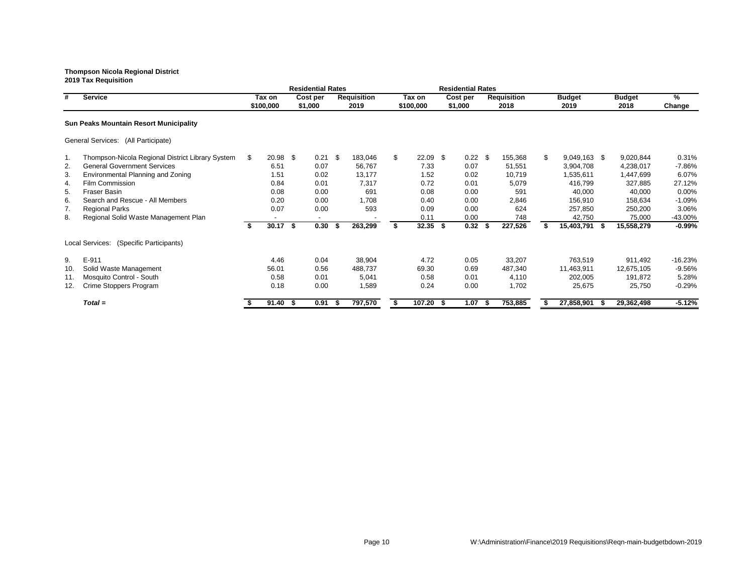**Thompson Nicola Regional District**
**2019 Tax Requisition**

| # | Service | Residential Rates Tax on $100,000 | Residential Rates Cost per $1,000 | Requisition 2019 | Residential Rates Tax on $100,000 | Residential Rates Cost per $1,000 | Requisition 2018 | Budget 2019 | Budget 2018 | % Change |
|---|---|---|---|---|---|---|---|---|---|---|
| | **Sun Peaks Mountain Resort Municipality** | | | | | | | | | |
| | General Services: (All Participate) | | | | | | | | | |
| 1. | Thompson-Nicola Regional District Library System | $ 20.98 | $ 0.21 | $ 183,046 | $ 22.09 | $ 0.22 | $ 155,368 | $ 9,049,163 | $ 9,020,844 | 0.31% |
| 2. | General Government Services | 6.51 | 0.07 | 56,767 | 7.33 | 0.07 | 51,551 | 3,904,708 | 4,238,017 | -7.86% |
| 3. | Environmental Planning and Zoning | 1.51 | 0.02 | 13,177 | 1.52 | 0.02 | 10,719 | 1,535,611 | 1,447,699 | 6.07% |
| 4. | Film Commission | 0.84 | 0.01 | 7,317 | 0.72 | 0.01 | 5,079 | 416,799 | 327,885 | 27.12% |
| 5. | Fraser Basin | 0.08 | 0.00 | 691 | 0.08 | 0.00 | 591 | 40,000 | 40,000 | 0.00% |
| 6. | Search and Rescue - All Members | 0.20 | 0.00 | 1,708 | 0.40 | 0.00 | 2,846 | 156,910 | 158,634 | -1.09% |
| 7. | Regional Parks | 0.07 | 0.00 | 593 | 0.09 | 0.00 | 624 | 257,850 | 250,200 | 3.06% |
| 8. | Regional Solid Waste Management Plan | - | - | - | 0.11 | 0.00 | 748 | 42,750 | 75,000 | -43.00% |
| | | **$ 30.17** | **$ 0.30** | **$ 263,299** | **$ 32.35** | **$ 0.32** | **$ 227,526** | **$ 15,403,791** | **$ 15,558,279** | **-0.99%** |
| | Local Services: (Specific Participants) | | | | | | | | | |
| 9. | E-911 | 4.46 | 0.04 | 38,904 | 4.72 | 0.05 | 33,207 | 763,519 | 911,492 | -16.23% |
| 10. | Solid Waste Management | 56.01 | 0.56 | 488,737 | 69.30 | 0.69 | 487,340 | 11,463,911 | 12,675,105 | -9.56% |
| 11. | Mosquito Control - South | 0.58 | 0.01 | 5,041 | 0.58 | 0.01 | 4,110 | 202,005 | 191,872 | 5.28% |
| 12. | Crime Stoppers Program | 0.18 | 0.00 | 1,589 | 0.24 | 0.00 | 1,702 | 25,675 | 25,750 | -0.29% |
| | ***Total =*** | **$ 91.40** | **$ 0.91** | **$ 797,570** | **$ 107.20** | **$ 1.07** | **$ 753,885** | **$ 27,858,901** | **$ 29,362,498** | **-5.12%** |

W:\Administration\Finance\2019 Requisitions\Reqn-main-budgetbdown-2019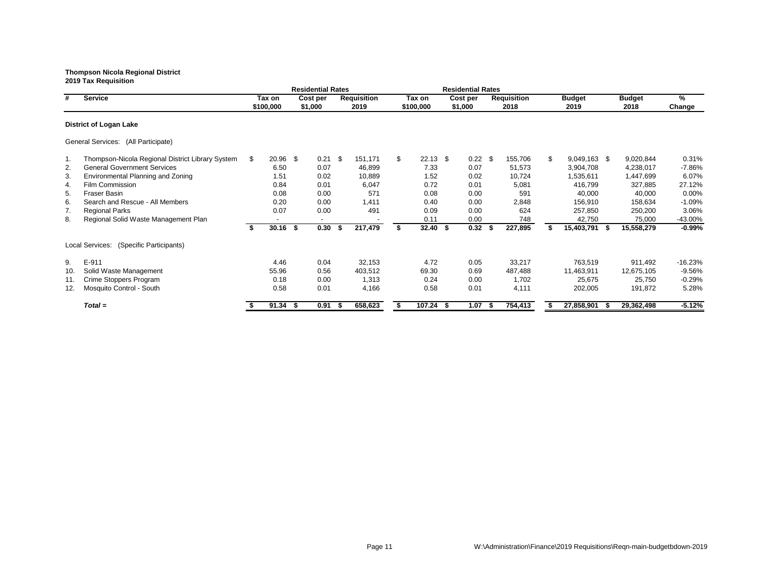**Thompson Nicola Regional District**
**2019 Tax Requisition**

| # | Service | Residential Rates Tax on $100,000 | Residential Rates Cost per $1,000 | Requisition 2019 | Residential Rates Tax on $100,000 | Residential Rates Cost per $1,000 | Requisition 2018 | Budget 2019 | Budget 2018 | % Change |
|---|---|---|---|---|---|---|---|---|---|---|
| | **District of Logan Lake** | | | | | | | | | |
| | General Services: (All Participate) | | | | | | | | | |
| 1. | Thompson-Nicola Regional District Library System | $ 20.96 | $ 0.21 | $ 151,171 | $ 22.13 | $ 0.22 | $ 155,706 | $ 9,049,163 | $ 9,020,844 | 0.31% |
| 2. | General Government Services | 6.50 | 0.07 | 46,899 | 7.33 | 0.07 | 51,573 | 3,904,708 | 4,238,017 | -7.86% |
| 3. | Environmental Planning and Zoning | 1.51 | 0.02 | 10,889 | 1.52 | 0.02 | 10,724 | 1,535,611 | 1,447,699 | 6.07% |
| 4. | Film Commission | 0.84 | 0.01 | 6,047 | 0.72 | 0.01 | 5,081 | 416,799 | 327,885 | 27.12% |
| 5. | Fraser Basin | 0.08 | 0.00 | 571 | 0.08 | 0.00 | 591 | 40,000 | 40,000 | 0.00% |
| 6. | Search and Rescue - All Members | 0.20 | 0.00 | 1,411 | 0.40 | 0.00 | 2,848 | 156,910 | 158,634 | -1.09% |
| 7. | Regional Parks | 0.07 | 0.00 | 491 | 0.09 | 0.00 | 624 | 257,850 | 250,200 | 3.06% |
| 8. | Regional Solid Waste Management Plan | - | - | - | 0.11 | 0.00 | 748 | 42,750 | 75,000 | -43.00% |
| | | **$ 30.16** | **$ 0.30** | **$ 217,479** | **$ 32.40** | **$ 0.32** | **$ 227,895** | **$ 15,403,791** | **$ 15,558,279** | **-0.99%** |
| | Local Services: (Specific Participants) | | | | | | | | | |
| 9. | E-911 | 4.46 | 0.04 | 32,153 | 4.72 | 0.05 | 33,217 | 763,519 | 911,492 | -16.23% |
| 10. | Solid Waste Management | 55.96 | 0.56 | 403,512 | 69.30 | 0.69 | 487,488 | 11,463,911 | 12,675,105 | -9.56% |
| 11. | Crime Stoppers Program | 0.18 | 0.00 | 1,313 | 0.24 | 0.00 | 1,702 | 25,675 | 25,750 | -0.29% |
| 12. | Mosquito Control - South | 0.58 | 0.01 | 4,166 | 0.58 | 0.01 | 4,111 | 202,005 | 191,872 | 5.28% |
| | ***Total =*** | **$ 91.34** | **$ 0.91** | **$ 658,623** | **$ 107.24** | **$ 1.07** | **$ 754,413** | **$ 27,858,901** | **$ 29,362,498** | **-5.12%** |

W:\Administration\Finance\2019 Requisitions\Reqn-main-budgetbdown-2019